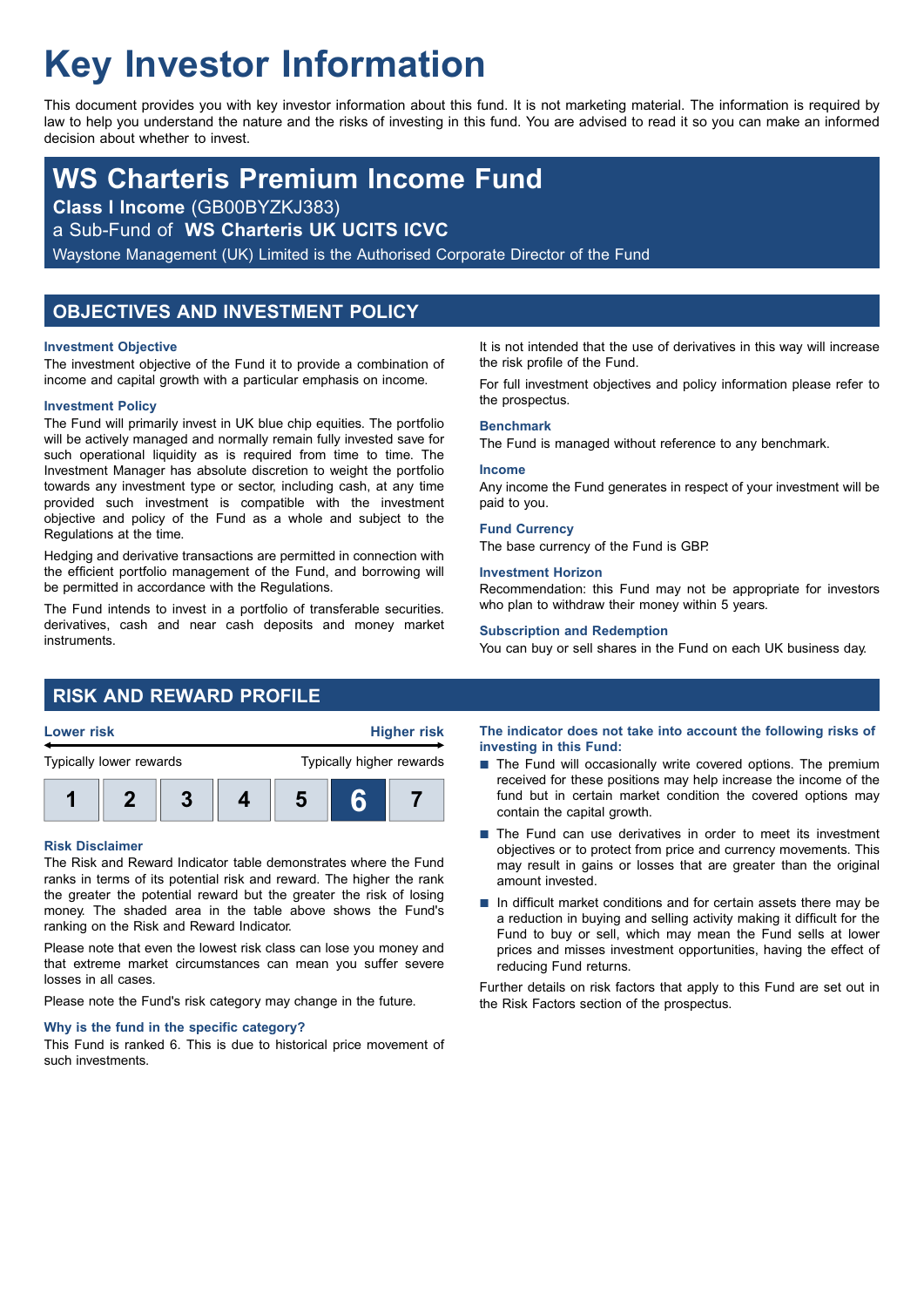# Key Investor Information

This document provides you with key investor information about this fund. It is not marketing material. The information is required by law to help you understand the nature and the risks of investing in this fund. You are advised to read it so you can make an informed decision about whether to invest.

## WS Charteris Premium Income Fund

**Class I Income** (GB00BYZKJ383)

a Sub-Fund of **WS Charteris UK UCITS ICVC**

Waystone Management (UK) Limited is the Authorised Corporate Director of the Fund

## OBJECTIVES AND INVESTMENT POLICY

### Investment Objective

The investment objective of the Fund it to provide a combination of income and capital growth with a particular emphasis on income.

### Investment Policy

The Fund will primarily invest in UK blue chip equities. The portfolio will be actively managed and normally remain fully invested save for such operational liquidity as is required from time to time. The Investment Manager has absolute discretion to weight the portfolio towards any investment type or sector, including cash, at any time provided such investment is compatible with the investment objective and policy of the Fund as a whole and subject to the Regulations at the time.

Hedging and derivative transactions are permitted in connection with the efficient portfolio management of the Fund, and borrowing will be permitted in accordance with the Regulations.

The Fund intends to invest in a portfolio of transferable securities. derivatives, cash and near cash deposits and money market instruments.

It is not intended that the use of derivatives in this way will increase the risk profile of the Fund.

For full investment objectives and policy information please refer to the prospectus.

### Benchmark

The Fund is managed without reference to any benchmark.

### Income

Any income the Fund generates in respect of your investment will be paid to you.

### Fund Currency

The base currency of the Fund is GBP.

### Investment Horizon

Recommendation: this Fund may not be appropriate for investors who plan to withdraw their money within 5 years.

### Subscription and Redemption

You can buy or sell shares in the Fund on each UK business day.

## RISK AND REWARD PROFILE

| Lower risk | | | | | | Higher risk |
|---|---|---|---|---|---|---|
| Typically lower rewards | | | | | | Typically higher rewards |
| 1 | 2 | 3 | 4 | 5 | **6** | 7 |

### Risk Disclaimer

The Risk and Reward Indicator table demonstrates where the Fund ranks in terms of its potential risk and reward. The higher the rank the greater the potential reward but the greater the risk of losing money. The shaded area in the table above shows the Fund's ranking on the Risk and Reward Indicator.

Please note that even the lowest risk class can lose you money and that extreme market circumstances can mean you suffer severe losses in all cases.

Please note the Fund's risk category may change in the future.

### Why is the fund in the specific category?

This Fund is ranked 6. This is due to historical price movement of such investments.

### The indicator does not take into account the following risks of investing in this Fund:

- The Fund will occasionally write covered options. The premium received for these positions may help increase the income of the fund but in certain market condition the covered options may contain the capital growth.
- The Fund can use derivatives in order to meet its investment objectives or to protect from price and currency movements. This may result in gains or losses that are greater than the original amount invested.
- In difficult market conditions and for certain assets there may be a reduction in buying and selling activity making it difficult for the Fund to buy or sell, which may mean the Fund sells at lower prices and misses investment opportunities, having the effect of reducing Fund returns.

Further details on risk factors that apply to this Fund are set out in the Risk Factors section of the prospectus.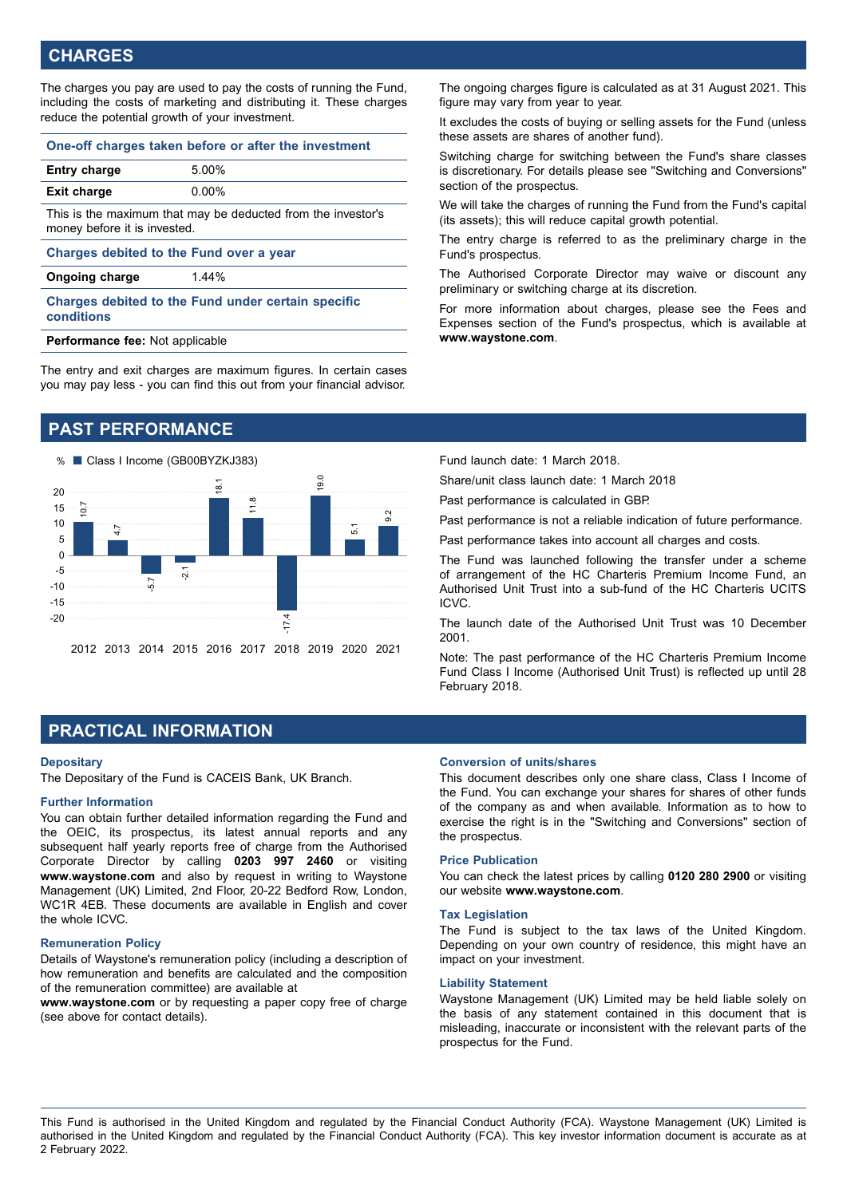## CHARGES

The charges you pay are used to pay the costs of running the Fund, including the costs of marketing and distributing it. These charges reduce the potential growth of your investment.

| One-off charges taken before or after the investment | |
|---|---|
| **Entry charge** | 5.00% |
| **Exit charge** | 0.00% |
| This is the maximum that may be deducted from the investor's money before it is invested. | |
| **Charges debited to the Fund over a year** | |
| **Ongoing charge** | 1.44% |
| **Charges debited to the Fund under certain specific conditions** | |
| **Performance fee:** Not applicable | |

The entry and exit charges are maximum figures. In certain cases you may pay less - you can find this out from your financial advisor.

The ongoing charges figure is calculated as at 31 August 2021. This figure may vary from year to year.

It excludes the costs of buying or selling assets for the Fund (unless these assets are shares of another fund).

Switching charge for switching between the Fund's share classes is discretionary. For details please see "Switching and Conversions" section of the prospectus.

We will take the charges of running the Fund from the Fund's capital (its assets); this will reduce capital growth potential.

The entry charge is referred to as the preliminary charge in the Fund's prospectus.

The Authorised Corporate Director may waive or discount any preliminary or switching charge at its discretion.

For more information about charges, please see the Fees and Expenses section of the Fund's prospectus, which is available at **www.waystone.com**.

## PAST PERFORMANCE

% ■ Class I Income (GB00BYZKJ383)

20
15
10
5
0
-5
-10
-15
-20

10.7
4.7
-5.7
-2.1
18.1
11.8
-17.4
19.0
5.1
9.2

2012 2013 2014 2015 2016 2017 2018 2019 2020 2021

Fund launch date: 1 March 2018.

Share/unit class launch date: 1 March 2018

Past performance is calculated in GBP.

Past performance is not a reliable indication of future performance.

Past performance takes into account all charges and costs.

The Fund was launched following the transfer under a scheme of arrangement of the HC Charteris Premium Income Fund, an Authorised Unit Trust into a sub-fund of the HC Charteris UCITS ICVC.

The launch date of the Authorised Unit Trust was 10 December 2001.

Note: The past performance of the HC Charteris Premium Income Fund Class I Income (Authorised Unit Trust) is reflected up until 28 February 2018.

## PRACTICAL INFORMATION

### Depositary

The Depositary of the Fund is CACEIS Bank, UK Branch.

### Further Information

You can obtain further detailed information regarding the Fund and the OEIC, its prospectus, its latest annual reports and any subsequent half yearly reports free of charge from the Authorised Corporate Director by calling **0203 997 2460** or visiting **www.waystone.com** and also by request in writing to Waystone Management (UK) Limited, 2nd Floor, 20-22 Bedford Row, London, WC1R 4EB. These documents are available in English and cover the whole ICVC.

### Remuneration Policy

Details of Waystone's remuneration policy (including a description of how remuneration and benefits are calculated and the composition of the remuneration committee) are available at **www.waystone.com** or by requesting a paper copy free of charge (see above for contact details).

### Conversion of units/shares

This document describes only one share class, Class I Income of the Fund. You can exchange your shares for shares of other funds of the company as and when available. Information as to how to exercise the right is in the "Switching and Conversions" section of the prospectus.

### Price Publication

You can check the latest prices by calling **0120 280 2900** or visiting our website **www.waystone.com**.

### Tax Legislation

The Fund is subject to the tax laws of the United Kingdom. Depending on your own country of residence, this might have an impact on your investment.

### Liability Statement

Waystone Management (UK) Limited may be held liable solely on the basis of any statement contained in this document that is misleading, inaccurate or inconsistent with the relevant parts of the prospectus for the Fund.

This Fund is authorised in the United Kingdom and regulated by the Financial Conduct Authority (FCA). Waystone Management (UK) Limited is authorised in the United Kingdom and regulated by the Financial Conduct Authority (FCA). This key investor information document is accurate as at 2 February 2022.